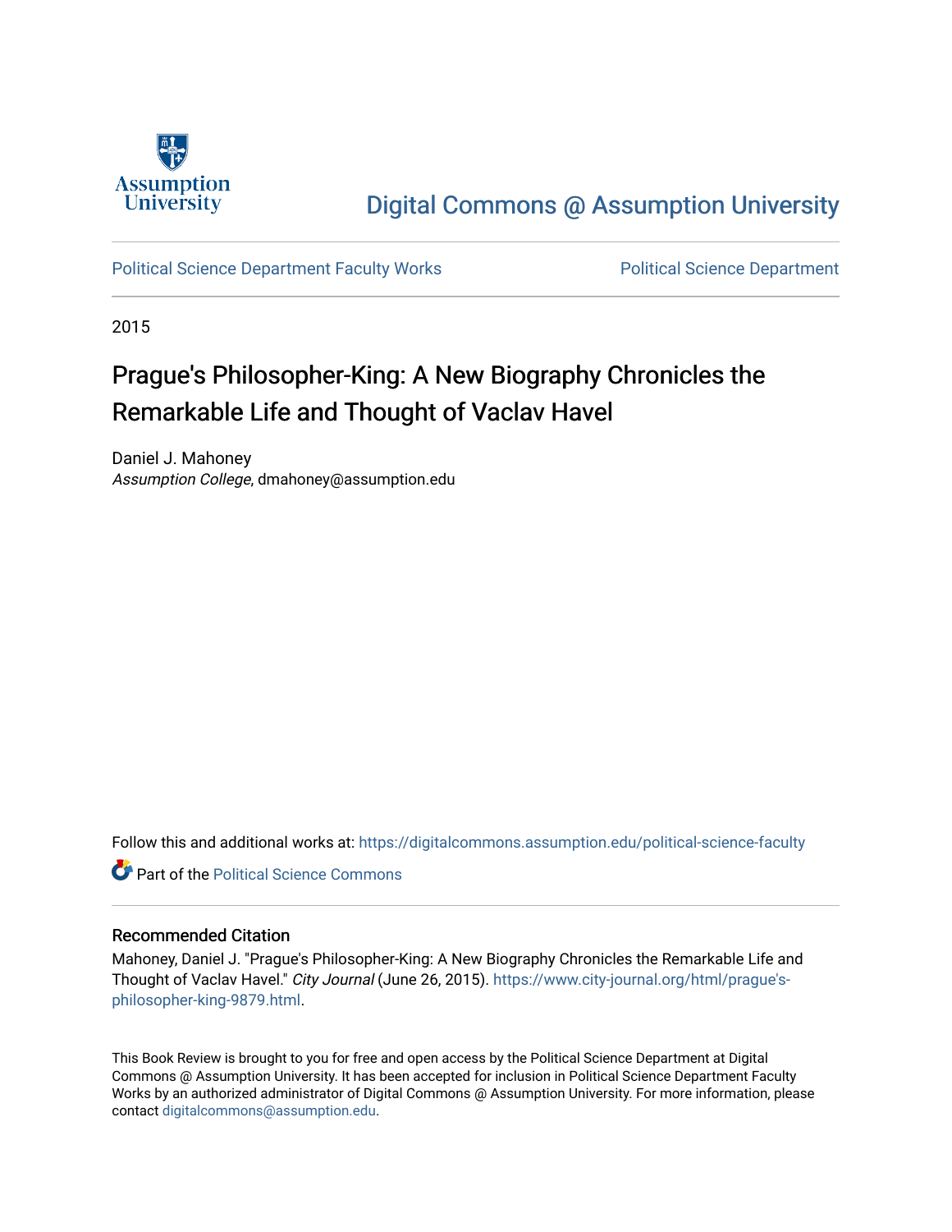Digital Commons @ Assumption University

Political Science Department Faculty Works

Political Science Department

2015

# Prague's Philosopher-King: A New Biography Chronicles the Remarkable Life and Thought of Vaclav Havel

Daniel J. Mahoney
*Assumption College*, dmahoney@assumption.edu

Follow this and additional works at: https://digitalcommons.assumption.edu/political-science-faculty

Part of the Political Science Commons

### Recommended Citation

Mahoney, Daniel J. "Prague's Philosopher-King: A New Biography Chronicles the Remarkable Life and Thought of Vaclav Havel." *City Journal* (June 26, 2015). https://www.city-journal.org/html/prague's-philosopher-king-9879.html.

This Book Review is brought to you for free and open access by the Political Science Department at Digital Commons @ Assumption University. It has been accepted for inclusion in Political Science Department Faculty Works by an authorized administrator of Digital Commons @ Assumption University. For more information, please contact digitalcommons@assumption.edu.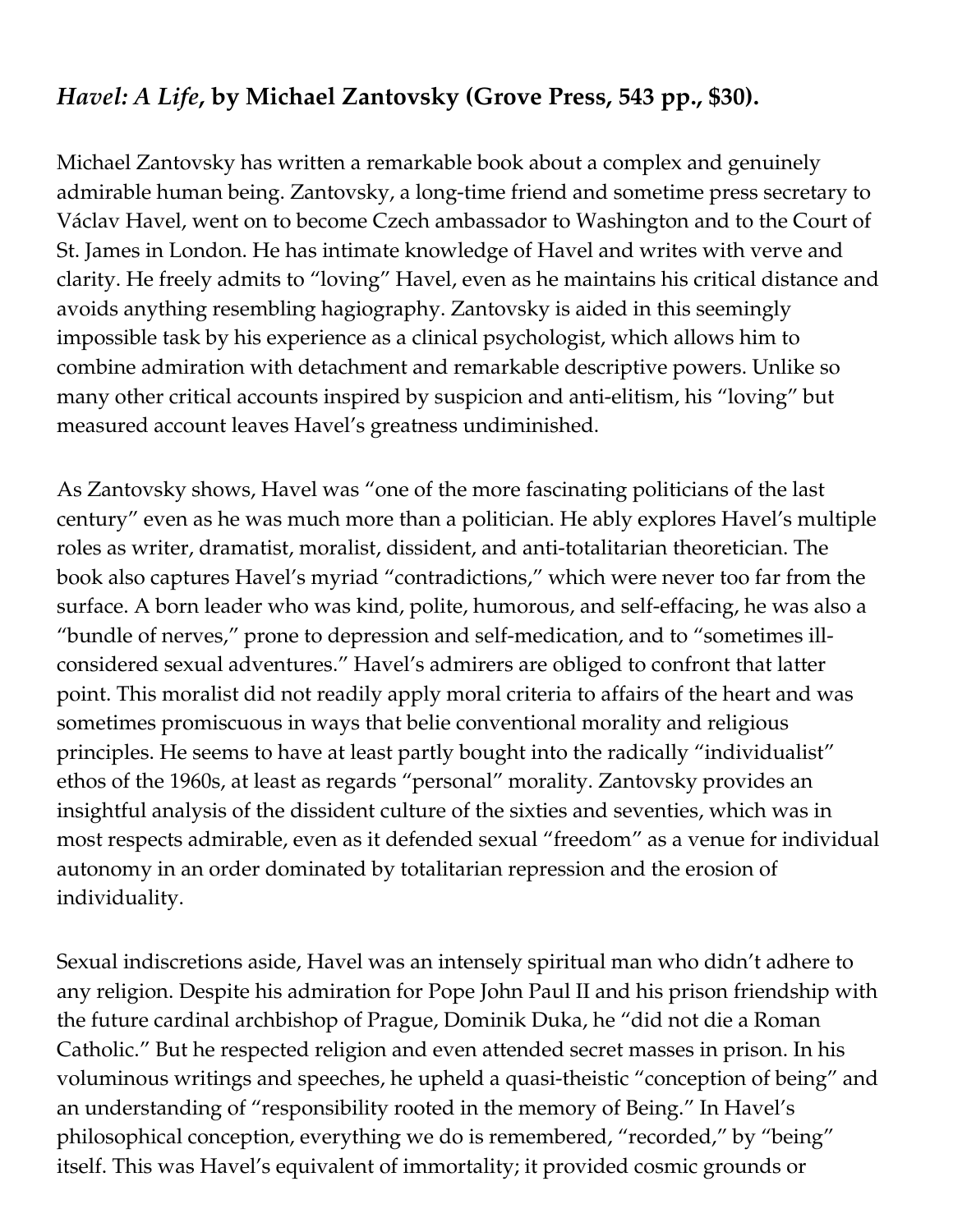***Havel: A Life*, by Michael Zantovsky (Grove Press, 543 pp., $30).**

Michael Zantovsky has written a remarkable book about a complex and genuinely admirable human being. Zantovsky, a long-time friend and sometime press secretary to Václav Havel, went on to become Czech ambassador to Washington and to the Court of St. James in London. He has intimate knowledge of Havel and writes with verve and clarity. He freely admits to "loving" Havel, even as he maintains his critical distance and avoids anything resembling hagiography. Zantovsky is aided in this seemingly impossible task by his experience as a clinical psychologist, which allows him to combine admiration with detachment and remarkable descriptive powers. Unlike so many other critical accounts inspired by suspicion and anti-elitism, his "loving" but measured account leaves Havel's greatness undiminished.

As Zantovsky shows, Havel was "one of the more fascinating politicians of the last century" even as he was much more than a politician. He ably explores Havel's multiple roles as writer, dramatist, moralist, dissident, and anti-totalitarian theoretician. The book also captures Havel's myriad "contradictions," which were never too far from the surface. A born leader who was kind, polite, humorous, and self-effacing, he was also a "bundle of nerves," prone to depression and self-medication, and to "sometimes ill-considered sexual adventures." Havel's admirers are obliged to confront that latter point. This moralist did not readily apply moral criteria to affairs of the heart and was sometimes promiscuous in ways that belie conventional morality and religious principles. He seems to have at least partly bought into the radically "individualist" ethos of the 1960s, at least as regards "personal" morality. Zantovsky provides an insightful analysis of the dissident culture of the sixties and seventies, which was in most respects admirable, even as it defended sexual "freedom" as a venue for individual autonomy in an order dominated by totalitarian repression and the erosion of individuality.

Sexual indiscretions aside, Havel was an intensely spiritual man who didn't adhere to any religion. Despite his admiration for Pope John Paul II and his prison friendship with the future cardinal archbishop of Prague, Dominik Duka, he "did not die a Roman Catholic." But he respected religion and even attended secret masses in prison. In his voluminous writings and speeches, he upheld a quasi-theistic "conception of being" and an understanding of "responsibility rooted in the memory of Being." In Havel's philosophical conception, everything we do is remembered, "recorded," by "being" itself. This was Havel's equivalent of immortality; it provided cosmic grounds or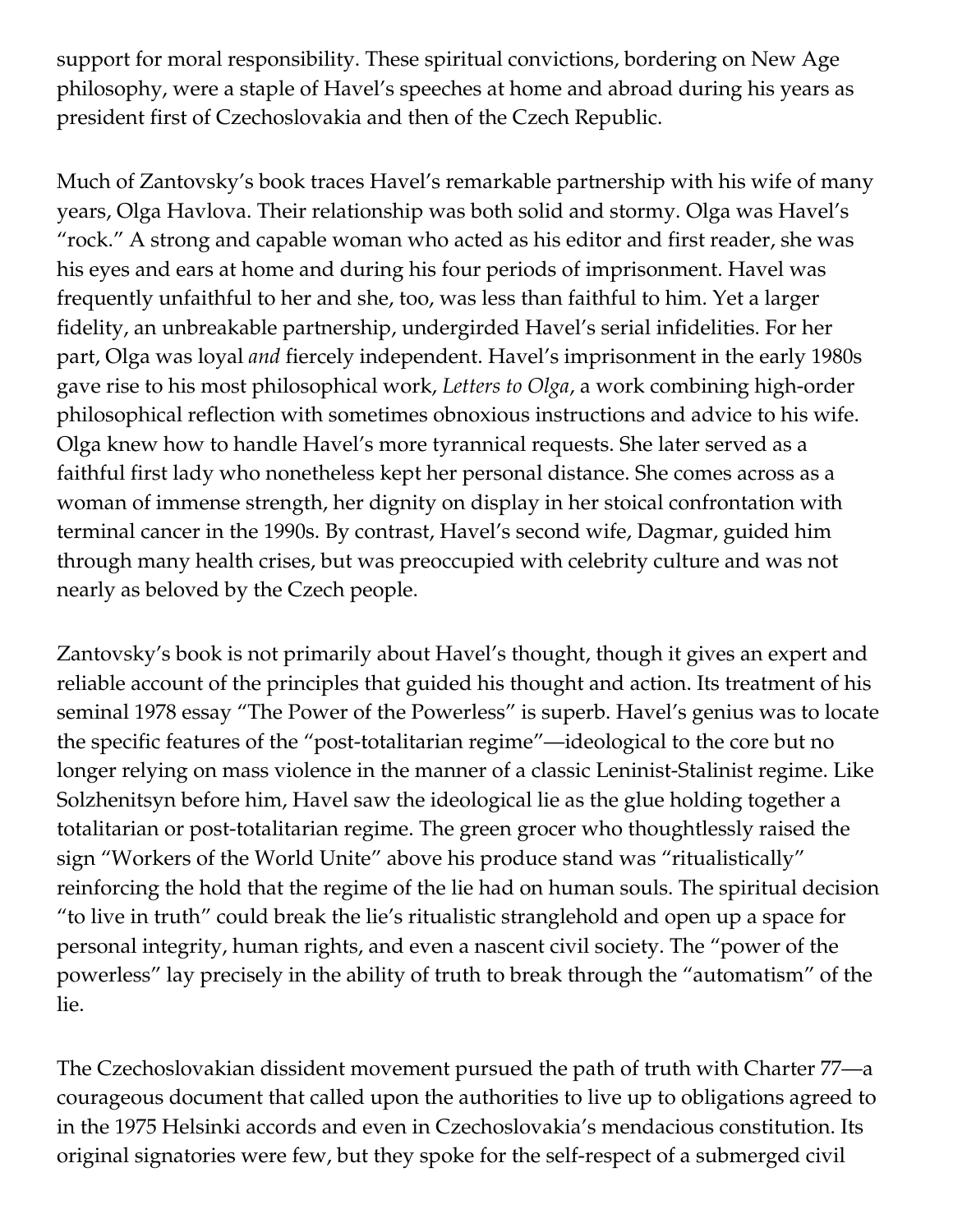support for moral responsibility. These spiritual convictions, bordering on New Age philosophy, were a staple of Havel's speeches at home and abroad during his years as president first of Czechoslovakia and then of the Czech Republic.

Much of Zantovsky's book traces Havel's remarkable partnership with his wife of many years, Olga Havlova. Their relationship was both solid and stormy. Olga was Havel's "rock." A strong and capable woman who acted as his editor and first reader, she was his eyes and ears at home and during his four periods of imprisonment. Havel was frequently unfaithful to her and she, too, was less than faithful to him. Yet a larger fidelity, an unbreakable partnership, undergirded Havel's serial infidelities. For her part, Olga was loyal *and* fiercely independent. Havel's imprisonment in the early 1980s gave rise to his most philosophical work, *Letters to Olga*, a work combining high-order philosophical reflection with sometimes obnoxious instructions and advice to his wife. Olga knew how to handle Havel's more tyrannical requests. She later served as a faithful first lady who nonetheless kept her personal distance. She comes across as a woman of immense strength, her dignity on display in her stoical confrontation with terminal cancer in the 1990s. By contrast, Havel's second wife, Dagmar, guided him through many health crises, but was preoccupied with celebrity culture and was not nearly as beloved by the Czech people.

Zantovsky's book is not primarily about Havel's thought, though it gives an expert and reliable account of the principles that guided his thought and action. Its treatment of his seminal 1978 essay "The Power of the Powerless" is superb. Havel's genius was to locate the specific features of the "post-totalitarian regime"—ideological to the core but no longer relying on mass violence in the manner of a classic Leninist-Stalinist regime. Like Solzhenitsyn before him, Havel saw the ideological lie as the glue holding together a totalitarian or post-totalitarian regime. The green grocer who thoughtlessly raised the sign "Workers of the World Unite" above his produce stand was "ritualistically" reinforcing the hold that the regime of the lie had on human souls. The spiritual decision "to live in truth" could break the lie's ritualistic strangle­hold and open up a space for personal integrity, human rights, and even a nascent civil society. The "power of the powerless" lay precisely in the ability of truth to break through the "automatism" of the lie.

The Czechoslovakian dissident movement pursued the path of truth with Charter 77—a courageous document that called upon the authorities to live up to obligations agreed to in the 1975 Helsinki accords and even in Czechoslovakia's mendacious constitution. Its original signatories were few, but they spoke for the self-respect of a submerged civil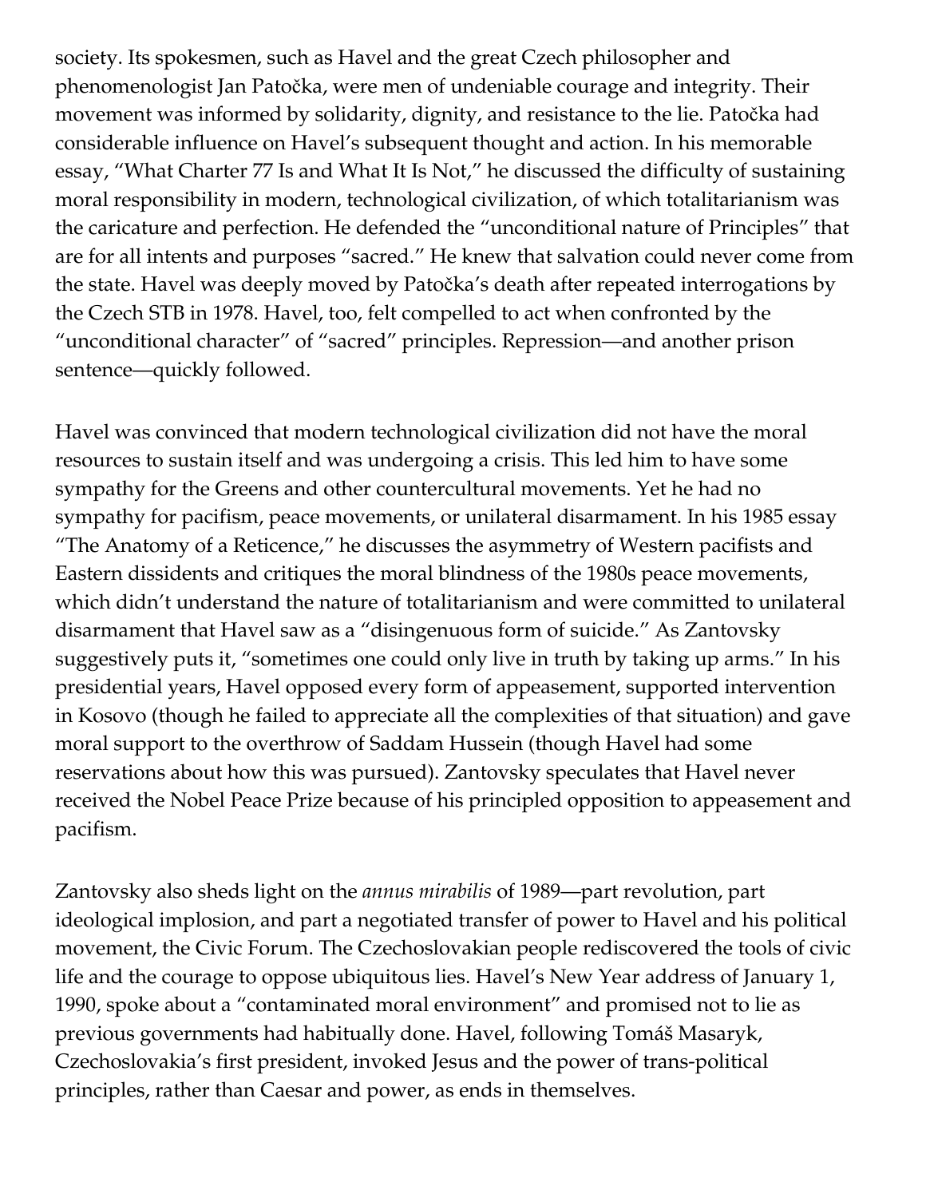society. Its spokesmen, such as Havel and the great Czech philosopher and phenomenologist Jan Patočka, were men of undeniable courage and integrity. Their movement was informed by solidarity, dignity, and resistance to the lie. Patočka had considerable influence on Havel's subsequent thought and action. In his memorable essay, "What Charter 77 Is and What It Is Not," he discussed the difficulty of sustaining moral responsibility in modern, technological civilization, of which totalitarianism was the caricature and perfection. He defended the "unconditional nature of Principles" that are for all intents and purposes "sacred." He knew that salvation could never come from the state. Havel was deeply moved by Patočka's death after repeated interrogations by the Czech STB in 1978. Havel, too, felt compelled to act when confronted by the "unconditional character" of "sacred" principles. Repression—and another prison sentence—quickly followed.

Havel was convinced that modern technological civilization did not have the moral resources to sustain itself and was undergoing a crisis. This led him to have some sympathy for the Greens and other countercultural movements. Yet he had no sympathy for pacifism, peace movements, or unilateral disarmament. In his 1985 essay "The Anatomy of a Reticence," he discusses the asymmetry of Western pacifists and Eastern dissidents and critiques the moral blindness of the 1980s peace movements, which didn't understand the nature of totalitarianism and were committed to unilateral disarmament that Havel saw as a "disingenuous form of suicide." As Zantovsky suggestively puts it, "sometimes one could only live in truth by taking up arms." In his presidential years, Havel opposed every form of appeasement, supported intervention in Kosovo (though he failed to appreciate all the complexities of that situation) and gave moral support to the overthrow of Saddam Hussein (though Havel had some reservations about how this was pursued). Zantovsky speculates that Havel never received the Nobel Peace Prize because of his principled opposition to appeasement and pacifism.

Zantovsky also sheds light on the *annus mirabilis* of 1989—part revolution, part ideological implosion, and part a negotiated transfer of power to Havel and his political movement, the Civic Forum. The Czechoslovakian people rediscovered the tools of civic life and the courage to oppose ubiquitous lies. Havel's New Year address of January 1, 1990, spoke about a "contaminated moral environment" and promised not to lie as previous governments had habitually done. Havel, following Tomáš Masaryk, Czechoslovakia's first president, invoked Jesus and the power of trans-political principles, rather than Caesar and power, as ends in themselves.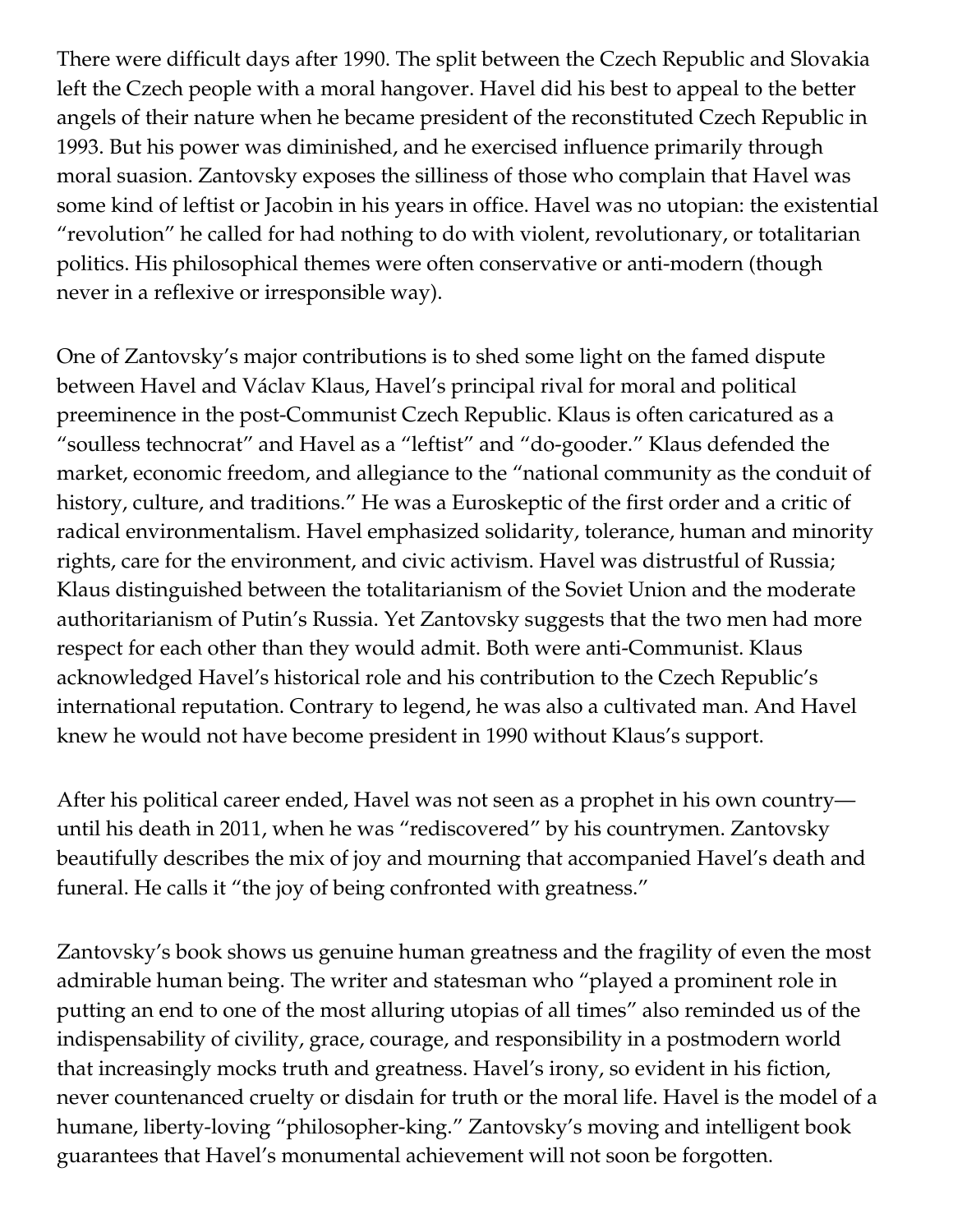There were difficult days after 1990. The split between the Czech Republic and Slovakia left the Czech people with a moral hangover. Havel did his best to appeal to the better angels of their nature when he became president of the reconstituted Czech Republic in 1993. But his power was diminished, and he exercised influence primarily through moral suasion. Zantovsky exposes the silliness of those who complain that Havel was some kind of leftist or Jacobin in his years in office. Havel was no utopian: the existential "revolution" he called for had nothing to do with violent, revolutionary, or totalitarian politics. His philosophical themes were often conservative or anti-modern (though never in a reflexive or irresponsible way).

One of Zantovsky's major contributions is to shed some light on the famed dispute between Havel and Václav Klaus, Havel's principal rival for moral and political preeminence in the post-Communist Czech Republic. Klaus is often caricatured as a "soulless technocrat" and Havel as a "leftist" and "do-gooder." Klaus defended the market, economic freedom, and allegiance to the "national community as the conduit of history, culture, and traditions." He was a Euroskeptic of the first order and a critic of radical environmentalism. Havel emphasized solidarity, tolerance, human and minority rights, care for the environment, and civic activism. Havel was distrustful of Russia; Klaus distinguished between the totalitarianism of the Soviet Union and the moderate authoritarianism of Putin's Russia. Yet Zantovsky suggests that the two men had more respect for each other than they would admit. Both were anti-Communist. Klaus acknowledged Havel's historical role and his contribution to the Czech Republic's international reputation. Contrary to legend, he was also a cultivated man. And Havel knew he would not have become president in 1990 without Klaus's support.

After his political career ended, Havel was not seen as a prophet in his own country—until his death in 2011, when he was "rediscovered" by his countrymen. Zantovsky beautifully describes the mix of joy and mourning that accompanied Havel's death and funeral. He calls it "the joy of being confronted with greatness."

Zantovsky's book shows us genuine human greatness and the fragility of even the most admirable human being. The writer and statesman who "played a prominent role in putting an end to one of the most alluring utopias of all times" also reminded us of the indispensability of civility, grace, courage, and responsibility in a postmodern world that increasingly mocks truth and greatness. Havel's irony, so evident in his fiction, never countenanced cruelty or disdain for truth or the moral life. Havel is the model of a humane, liberty-loving "philosopher-king." Zantovsky's moving and intelligent book guarantees that Havel's monumental achievement will not soon be forgotten.